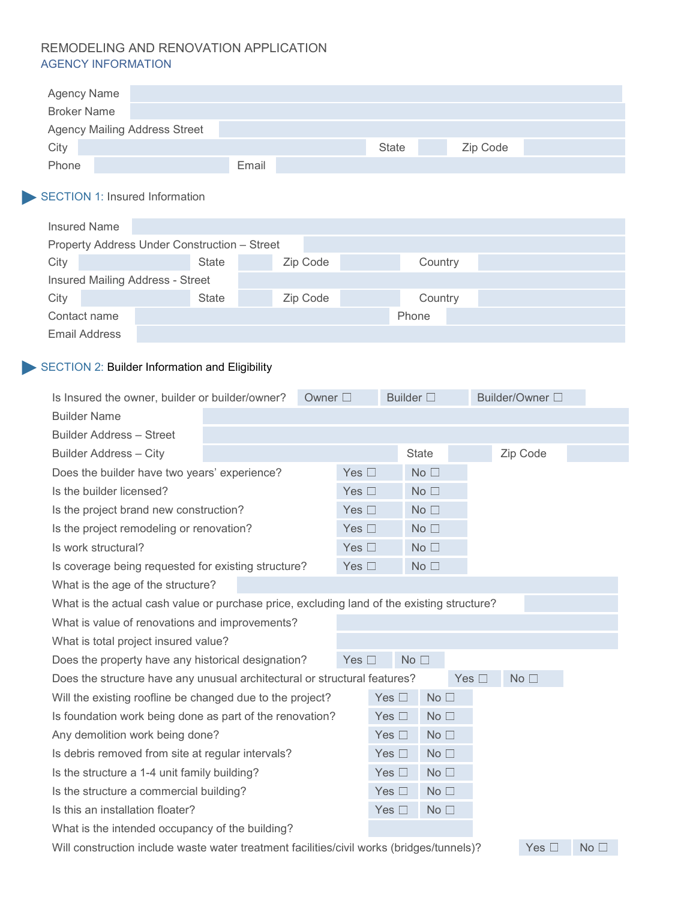# REMODELING AND RENOVATION APPLICATION

## AGENCY INFORMATION

| | | | | | |
|---|---|---|---|---|---|
| Agency Name | | | | | |
| Broker Name | | | | | |
| Agency Mailing Address Street | | | | | |
| City | | State | | Zip Code | |
| Phone | | Email | | | |

## SECTION 1: Insured Information

| | | | | | | | |
|---|---|---|---|---|---|---|---|
| Insured Name | | | | | | | |
| Property Address Under Construction – Street | | | | | | | |
| City | | State | | Zip Code | | Country | |
| Insured Mailing Address - Street | | | | | | | |
| City | | State | | Zip Code | | Country | |
| Contact name | | Phone | | | | | |
| Email Address | | | | | | | |

## SECTION 2: Builder Information and Eligibility

Is Insured the owner, builder or builder/owner? Owner ☐ Builder ☐ Builder/Owner ☐

| | | | | | |
|---|---|---|---|---|---|
| Builder Name | | | | | |
| Builder Address – Street | | | | | |
| Builder Address – City | | State | | Zip Code | |

| | | |
|---|---|---|
| Does the builder have two years' experience? | Yes ☐ | No ☐ |
| Is the builder licensed? | Yes ☐ | No ☐ |
| Is the project brand new construction? | Yes ☐ | No ☐ |
| Is the project remodeling or renovation? | Yes ☐ | No ☐ |
| Is work structural? | Yes ☐ | No ☐ |
| Is coverage being requested for existing structure? | Yes ☐ | No ☐ |
| What is the age of the structure? | | |
| What is the actual cash value or purchase price, excluding land of the existing structure? | | |
| What is value of renovations and improvements? | | |
| What is total project insured value? | | |
| Does the property have any historical designation? | Yes ☐ | No ☐ |
| Does the structure have any unusual architectural or structural features? | Yes ☐ | No ☐ |
| Will the existing roofline be changed due to the project? | Yes ☐ | No ☐ |
| Is foundation work being done as part of the renovation? | Yes ☐ | No ☐ |
| Any demolition work being done? | Yes ☐ | No ☐ |
| Is debris removed from site at regular intervals? | Yes ☐ | No ☐ |
| Is the structure a 1-4 unit family building? | Yes ☐ | No ☐ |
| Is the structure a commercial building? | Yes ☐ | No ☐ |
| Is this an installation floater? | Yes ☐ | No ☐ |
| What is the intended occupancy of the building? | | |
| Will construction include waste water treatment facilities/civil works (bridges/tunnels)? | Yes ☐ | No ☐ |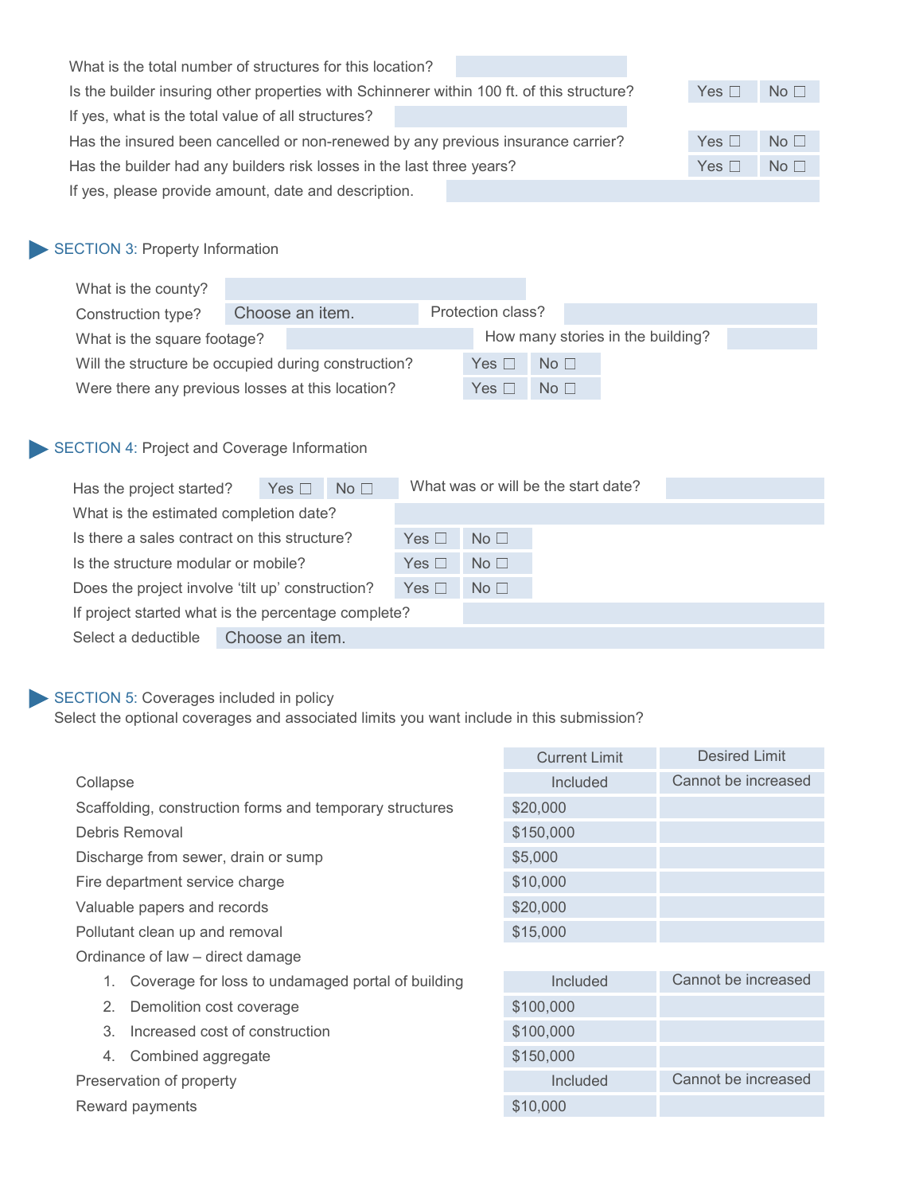What is the total number of structures for this location?

Is the builder insuring other properties with Schinnerer within 100 ft. of this structure? Yes ☐ No ☐

If yes, what is the total value of all structures?

Has the insured been cancelled or non-renewed by any previous insurance carrier? Yes ☐ No ☐

Has the builder had any builders risk losses in the last three years? Yes ☐ No ☐

If yes, please provide amount, date and description.

## SECTION 3: Property Information

What is the county?

Construction type? Choose an item. Protection class?

What is the square footage? How many stories in the building?

Will the structure be occupied during construction? Yes ☐ No ☐

Were there any previous losses at this location? Yes ☐ No ☐

## SECTION 4: Project and Coverage Information

Has the project started? Yes ☐ No ☐ What was or will be the start date?

What is the estimated completion date?

Is there a sales contract on this structure? Yes ☐ No ☐

Is the structure modular or mobile? Yes ☐ No ☐

Does the project involve 'tilt up' construction? Yes ☐ No ☐

If project started what is the percentage complete?

Select a deductible Choose an item.

## SECTION 5: Coverages included in policy

Select the optional coverages and associated limits you want include in this submission?

| | Current Limit | Desired Limit |
|---|---|---|
| Collapse | Included | Cannot be increased |
| Scaffolding, construction forms and temporary structures | $20,000 | |
| Debris Removal | $150,000 | |
| Discharge from sewer, drain or sump | $5,000 | |
| Fire department service charge | $10,000 | |
| Valuable papers and records | $20,000 | |
| Pollutant clean up and removal | $15,000 | |
| Ordinance of law – direct damage | | |
| 1. Coverage for loss to undamaged portal of building | Included | Cannot be increased |
| 2. Demolition cost coverage | $100,000 | |
| 3. Increased cost of construction | $100,000 | |
| 4. Combined aggregate | $150,000 | |
| Preservation of property | Included | Cannot be increased |
| Reward payments | $10,000 | |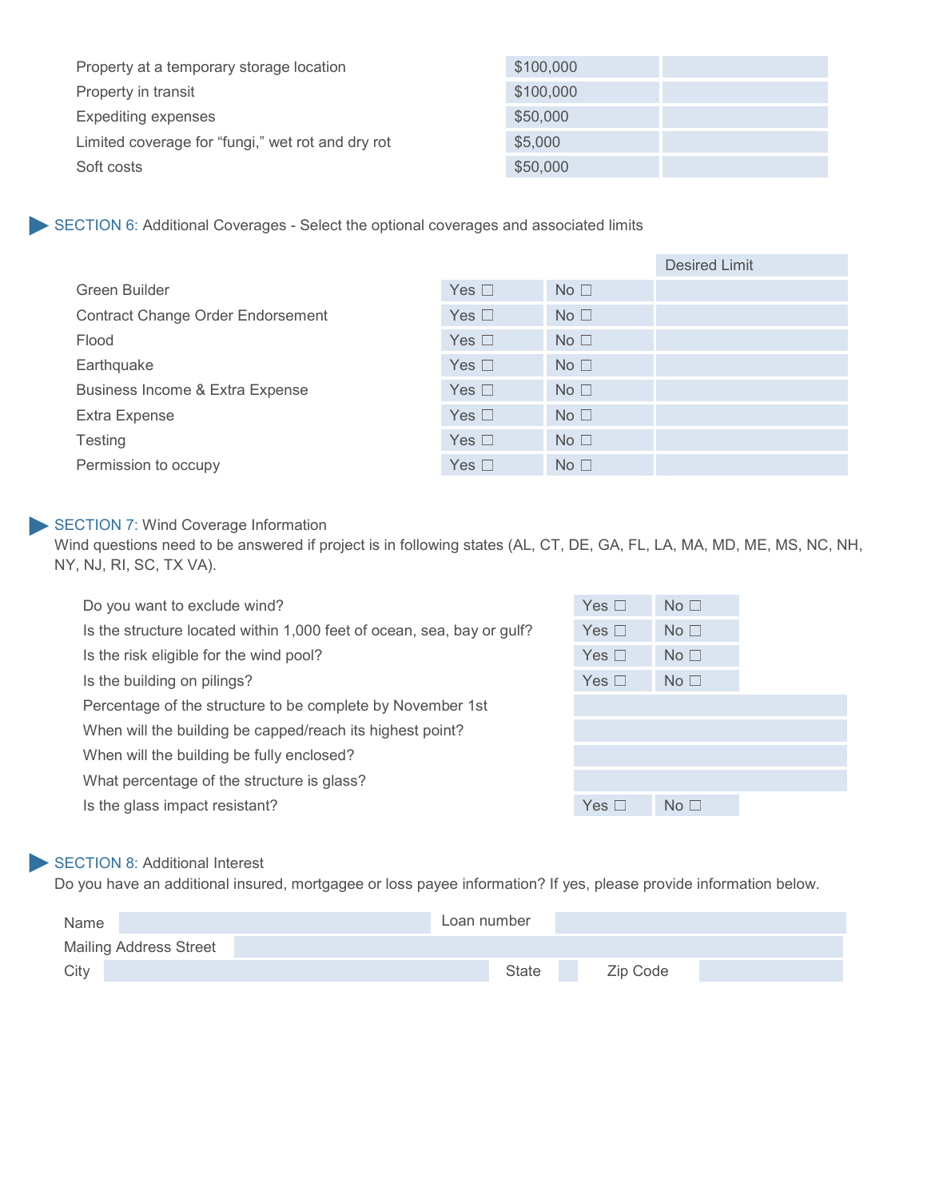| | | |
|---|---|---|
| Property at a temporary storage location | $100,000 | |
| Property in transit | $100,000 | |
| Expediting expenses | $50,000 | |
| Limited coverage for “fungi,” wet rot and dry rot | $5,000 | |
| Soft costs | $50,000 | |

## SECTION 6: Additional Coverages - Select the optional coverages and associated limits

| | | | Desired Limit |
|---|---|---|---|
| Green Builder | Yes ☐ | No ☐ | |
| Contract Change Order Endorsement | Yes ☐ | No ☐ | |
| Flood | Yes ☐ | No ☐ | |
| Earthquake | Yes ☐ | No ☐ | |
| Business Income & Extra Expense | Yes ☐ | No ☐ | |
| Extra Expense | Yes ☐ | No ☐ | |
| Testing | Yes ☐ | No ☐ | |
| Permission to occupy | Yes ☐ | No ☐ | |

## SECTION 7: Wind Coverage Information

Wind questions need to be answered if project is in following states (AL, CT, DE, GA, FL, LA, MA, MD, ME, MS, NC, NH, NY, NJ, RI, SC, TX VA).

| | | |
|---|---|---|
| Do you want to exclude wind? | Yes ☐ | No ☐ |
| Is the structure located within 1,000 feet of ocean, sea, bay or gulf? | Yes ☐ | No ☐ |
| Is the risk eligible for the wind pool? | Yes ☐ | No ☐ |
| Is the building on pilings? | Yes ☐ | No ☐ |
| Percentage of the structure to be complete by November 1st | | |
| When will the building be capped/reach its highest point? | | |
| When will the building be fully enclosed? | | |
| What percentage of the structure is glass? | | |
| Is the glass impact resistant? | Yes ☐ | No ☐ |

## SECTION 8: Additional Interest

Do you have an additional insured, mortgagee or loss payee information? If yes, please provide information below.

| | | | |
|---|---|---|---|
| Name | | Loan number | |
| Mailing Address Street | | | |
| City | | State | |
| Zip Code | | | |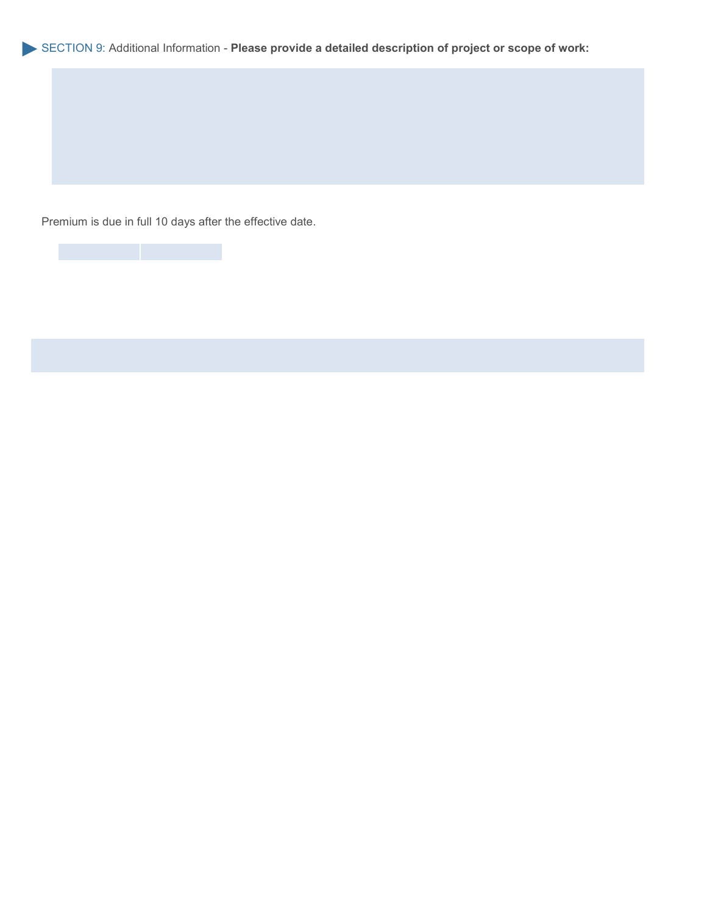SECTION 9: Additional Information - **Please provide a detailed description of project or scope of work:**

Premium is due in full 10 days after the effective date.